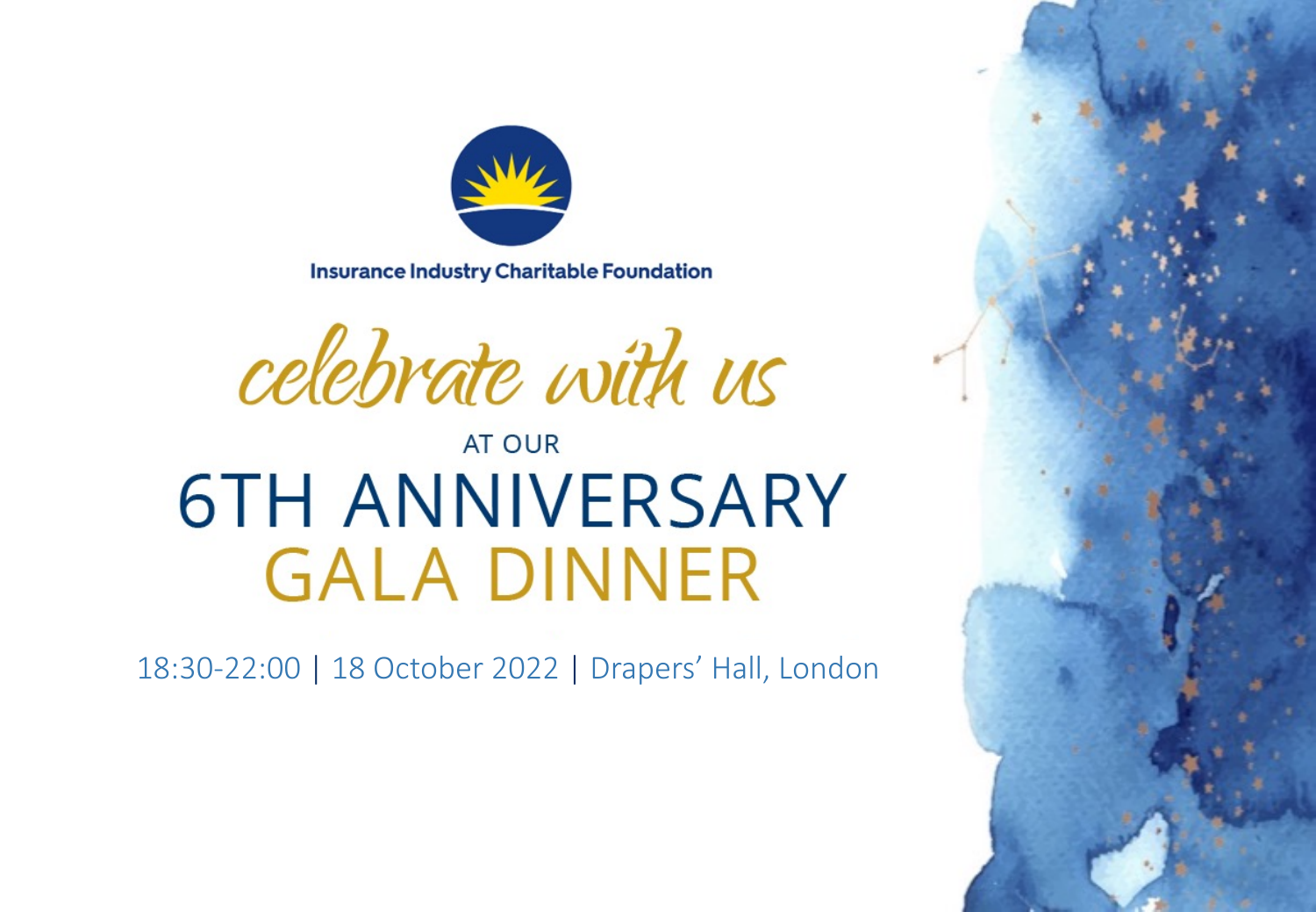Insurance Industry Charitable Foundation

*celebrate with us*

AT OUR

# 6TH ANNIVERSARY GALA DINNER

18:30-22:00 | 18 October 2022 | Drapers' Hall, London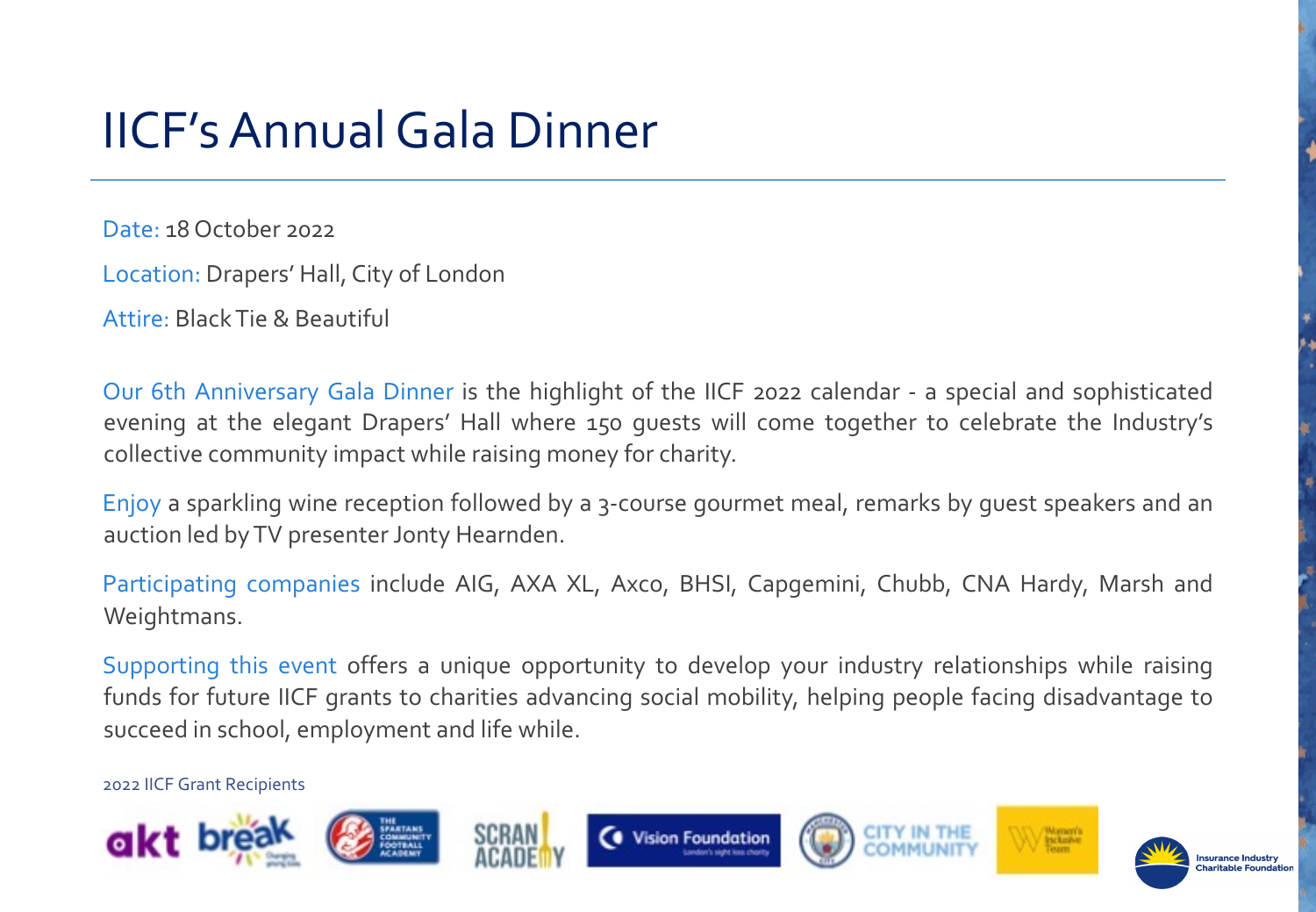# IICF's Annual Gala Dinner

Date: 18 October 2022

Location: Drapers' Hall, City of London

Attire: Black Tie & Beautiful

Our 6th Anniversary Gala Dinner is the highlight of the IICF 2022 calendar - a special and sophisticated evening at the elegant Drapers' Hall where 150 guests will come together to celebrate the Industry's collective community impact while raising money for charity.

Enjoy a sparkling wine reception followed by a 3-course gourmet meal, remarks by guest speakers and an auction led by TV presenter Jonty Hearnden.

Participating companies include AIG, AXA XL, Axco, BHSI, Capgemini, Chubb, CNA Hardy, Marsh and Weightmans.

Supporting this event offers a unique opportunity to develop your industry relationships while raising funds for future IICF grants to charities advancing social mobility, helping people facing disadvantage to succeed in school, employment and life while.

2022 IICF Grant Recipients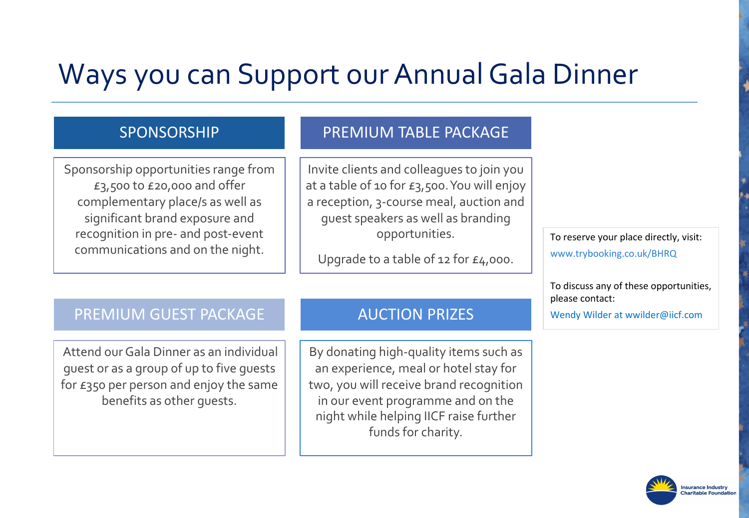# Ways you can Support our Annual Gala Dinner

## SPONSORSHIP

Sponsorship opportunities range from £3,500 to £20,000 and offer complementary place/s as well as significant brand exposure and recognition in pre- and post-event communications and on the night.

## PREMIUM TABLE PACKAGE

Invite clients and colleagues to join you at a table of 10 for £3,500. You will enjoy a reception, 3-course meal, auction and guest speakers as well as branding opportunities.

Upgrade to a table of 12 for £4,000.

## PREMIUM GUEST PACKAGE

Attend our Gala Dinner as an individual guest or as a group of up to five guests for £350 per person and enjoy the same benefits as other guests.

## AUCTION PRIZES

By donating high-quality items such as an experience, meal or hotel stay for two, you will receive brand recognition in our event programme and on the night while helping IICF raise further funds for charity.

To reserve your place directly, visit:
www.trybooking.co.uk/BHRQ

To discuss any of these opportunities, please contact:
Wendy Wilder at wwilder@iicf.com

Insurance Industry Charitable Foundation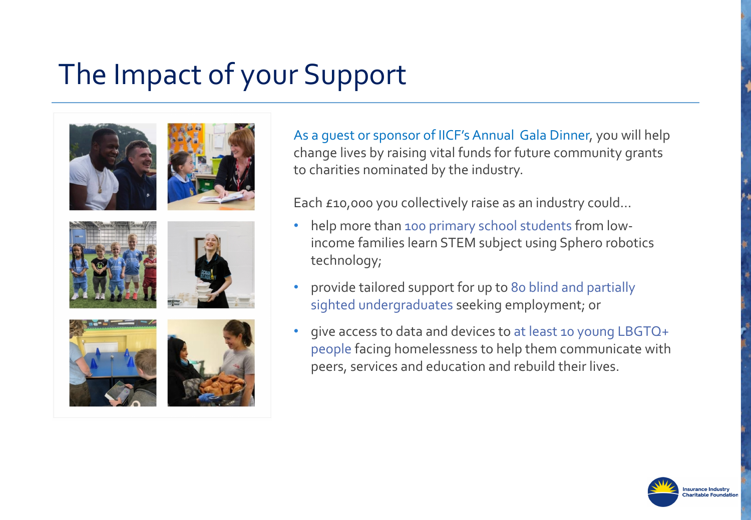# The Impact of your Support

As a guest or sponsor of IICF's Annual Gala Dinner, you will help change lives by raising vital funds for future community grants to charities nominated by the industry.

Each £10,000 you collectively raise as an industry could...

- help more than 100 primary school students from low-income families learn STEM subject using Sphero robotics technology;
- provide tailored support for up to 80 blind and partially sighted undergraduates seeking employment; or
- give access to data and devices to at least 10 young LBGTQ+ people facing homelessness to help them communicate with peers, services and education and rebuild their lives.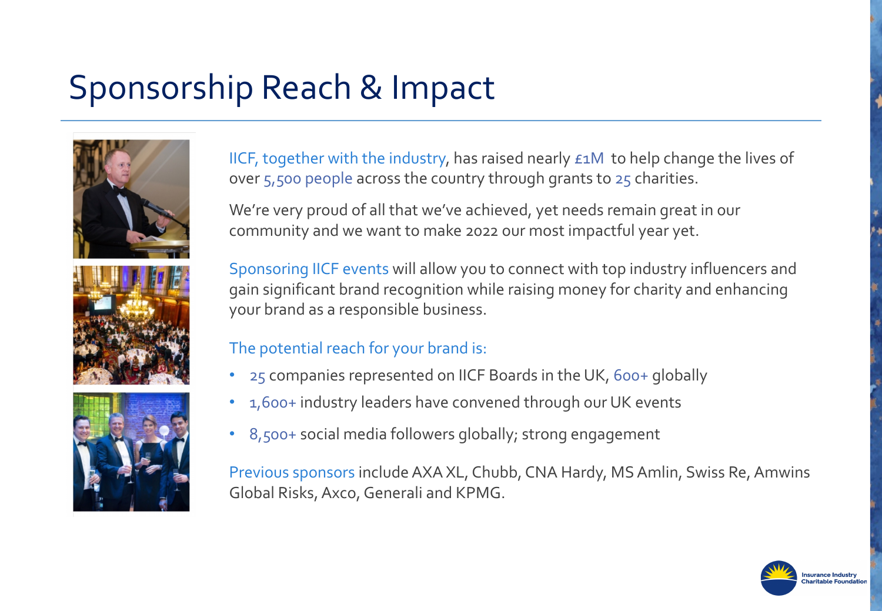# Sponsorship Reach & Impact

IICF, together with the industry, has raised nearly £1M to help change the lives of over 5,500 people across the country through grants to 25 charities.

We're very proud of all that we've achieved, yet needs remain great in our community and we want to make 2022 our most impactful year yet.

Sponsoring IICF events will allow you to connect with top industry influencers and gain significant brand recognition while raising money for charity and enhancing your brand as a responsible business.

The potential reach for your brand is:

- 25 companies represented on IICF Boards in the UK, 600+ globally
- 1,600+ industry leaders have convened through our UK events
- 8,500+ social media followers globally; strong engagement

Previous sponsors include AXA XL, Chubb, CNA Hardy, MS Amlin, Swiss Re, Amwins Global Risks, Axco, Generali and KPMG.

Insurance Industry Charitable Foundation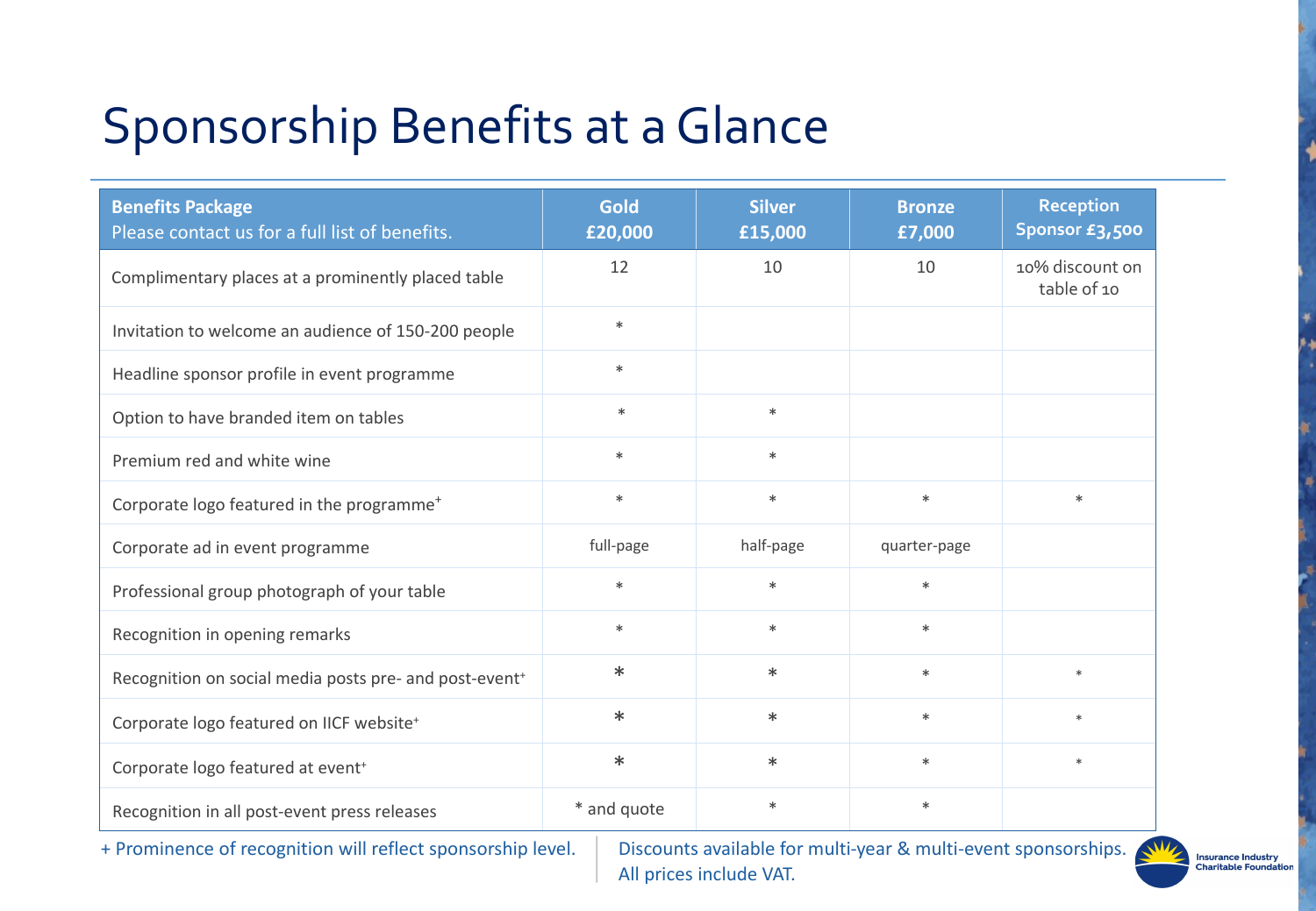# Sponsorship Benefits at a Glance

| **Benefits Package** Please contact us for a full list of benefits. | **Gold £20,000** | **Silver £15,000** | **Bronze £7,000** | **Reception Sponsor £3,500** |
|---|---|---|---|---|
| Complimentary places at a prominently placed table | 12 | 10 | 10 | 10% discount on table of 10 |
| Invitation to welcome an audience of 150-200 people | * | | | |
| Headline sponsor profile in event programme | * | | | |
| Option to have branded item on tables | * | * | | |
| Premium red and white wine | * | * | | |
| Corporate logo featured in the programme+ | * | * | * | * |
| Corporate ad in event programme | full-page | half-page | quarter-page | |
| Professional group photograph of your table | * | * | * | |
| Recognition in opening remarks | * | * | * | |
| Recognition on social media posts pre- and post-event+ | * | * | * | * |
| Corporate logo featured on IICF website+ | * | * | * | * |
| Corporate logo featured at event+ | * | * | * | * |
| Recognition in all post-event press releases | * and quote | * | * | |

+ Prominence of recognition will reflect sponsorship level.

Discounts available for multi-year & multi-event sponsorships.
All prices include VAT.

Insurance Industry Charitable Foundation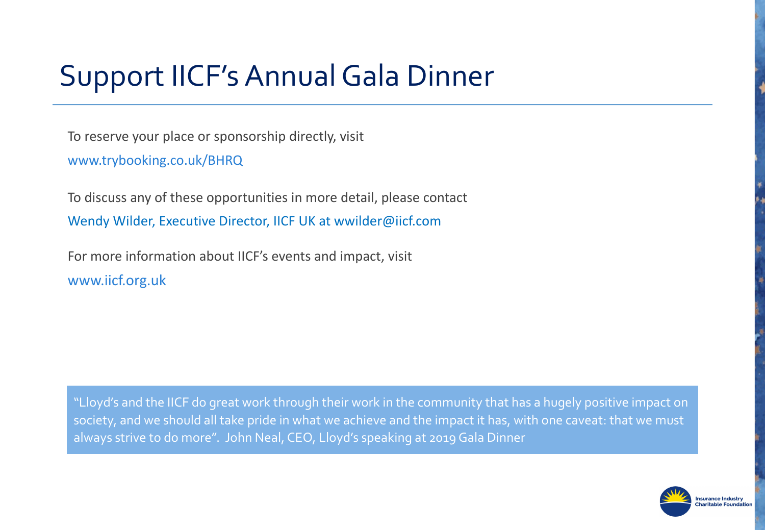# Support IICF's Annual Gala Dinner

To reserve your place or sponsorship directly, visit

www.trybooking.co.uk/BHRQ

To discuss any of these opportunities in more detail, please contact

Wendy Wilder, Executive Director, IICF UK at wwilder@iicf.com

For more information about IICF's events and impact, visit

www.iicf.org.uk

"Lloyd's and the IICF do great work through their work in the community that has a hugely positive impact on society, and we should all take pride in what we achieve and the impact it has, with one caveat: that we must always strive to do more". John Neal, CEO, Lloyd's speaking at 2019 Gala Dinner

Insurance Industry Charitable Foundation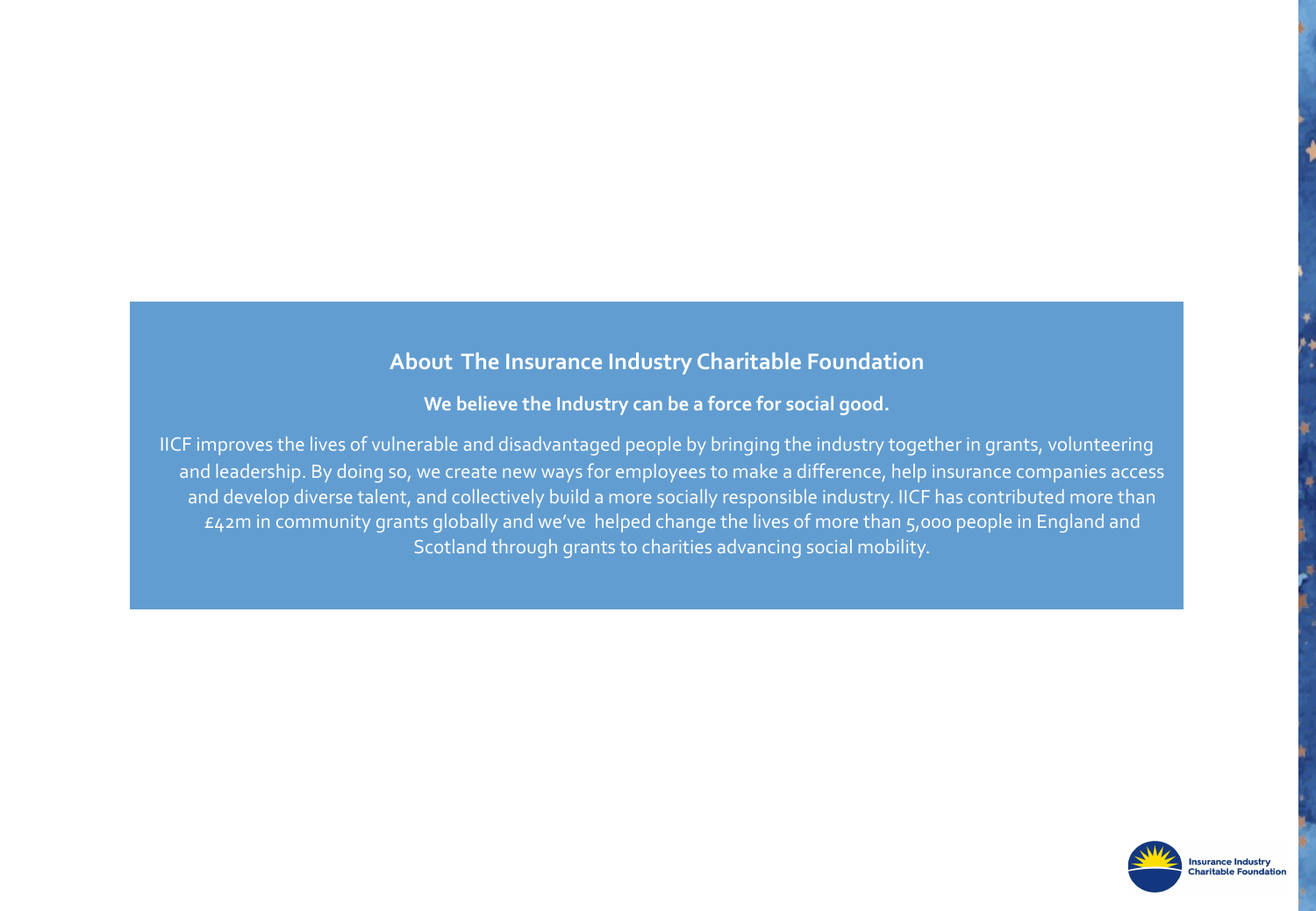## About The Insurance Industry Charitable Foundation

**We believe the Industry can be a force for social good.**

IICF improves the lives of vulnerable and disadvantaged people by bringing the industry together in grants, volunteering and leadership. By doing so, we create new ways for employees to make a difference, help insurance companies access and develop diverse talent, and collectively build a more socially responsible industry. IICF has contributed more than £42m in community grants globally and we've helped change the lives of more than 5,000 people in England and Scotland through grants to charities advancing social mobility.

Insurance Industry Charitable Foundation